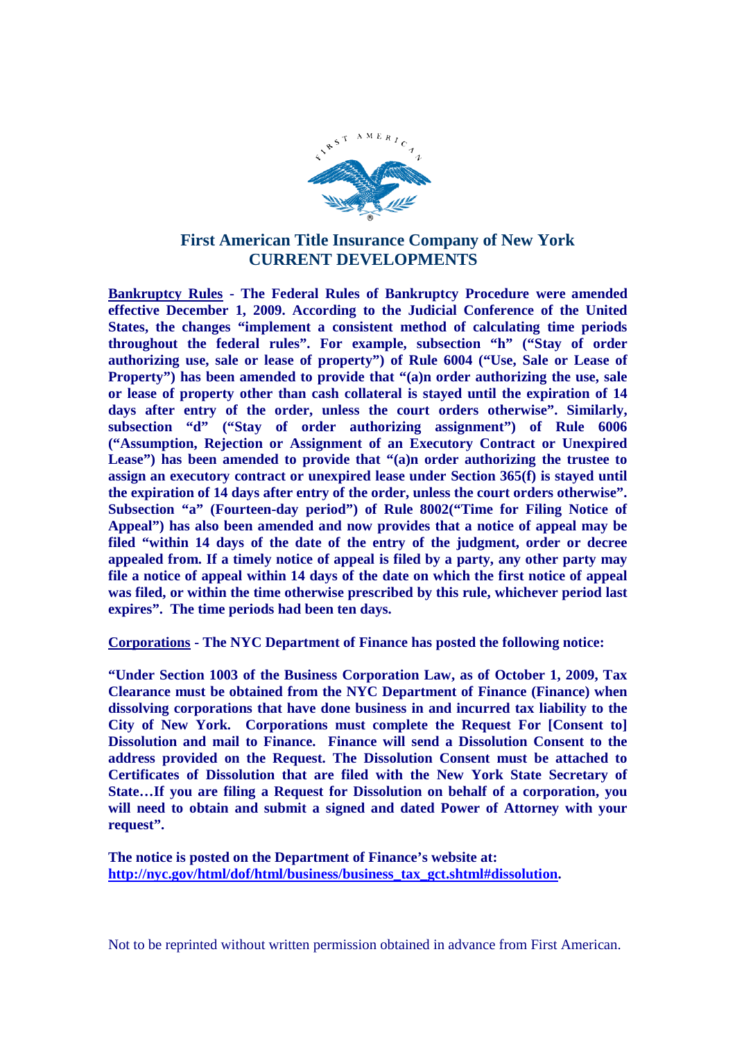# First American Title Insurance Company of New York
## CURRENT DEVELOPMENTS

**<u>Bankruptcy Rules</u> - The Federal Rules of Bankruptcy Procedure were amended effective December 1, 2009. According to the Judicial Conference of the United States, the changes "implement a consistent method of calculating time periods throughout the federal rules". For example, subsection "h" ("Stay of order authorizing use, sale or lease of property") of Rule 6004 ("Use, Sale or Lease of Property") has been amended to provide that "(a)n order authorizing the use, sale or lease of property other than cash collateral is stayed until the expiration of 14 days after entry of the order, unless the court orders otherwise". Similarly, subsection "d" ("Stay of order authorizing assignment") of Rule 6006 ("Assumption, Rejection or Assignment of an Executory Contract or Unexpired Lease") has been amended to provide that "(a)n order authorizing the trustee to assign an executory contract or unexpired lease under Section 365(f) is stayed until the expiration of 14 days after entry of the order, unless the court orders otherwise". Subsection "a" (Fourteen-day period") of Rule 8002("Time for Filing Notice of Appeal") has also been amended and now provides that a notice of appeal may be filed "within 14 days of the date of the entry of the judgment, order or decree appealed from. If a timely notice of appeal is filed by a party, any other party may file a notice of appeal within 14 days of the date on which the first notice of appeal was filed, or within the time otherwise prescribed by this rule, whichever period last expires". The time periods had been ten days.**

**<u>Corporations</u> - The NYC Department of Finance has posted the following notice:**

**"Under Section 1003 of the Business Corporation Law, as of October 1, 2009, Tax Clearance must be obtained from the NYC Department of Finance (Finance) when dissolving corporations that have done business in and incurred tax liability to the City of New York. Corporations must complete the Request For [Consent to] Dissolution and mail to Finance. Finance will send a Dissolution Consent to the address provided on the Request. The Dissolution Consent must be attached to Certificates of Dissolution that are filed with the New York State Secretary of State…If you are filing a Request for Dissolution on behalf of a corporation, you will need to obtain and submit a signed and dated Power of Attorney with your request".**

**The notice is posted on the Department of Finance's website at: <u>http://nyc.gov/html/dof/html/business/business_tax_gct.shtml#dissolution</u>.**

Not to be reprinted without written permission obtained in advance from First American.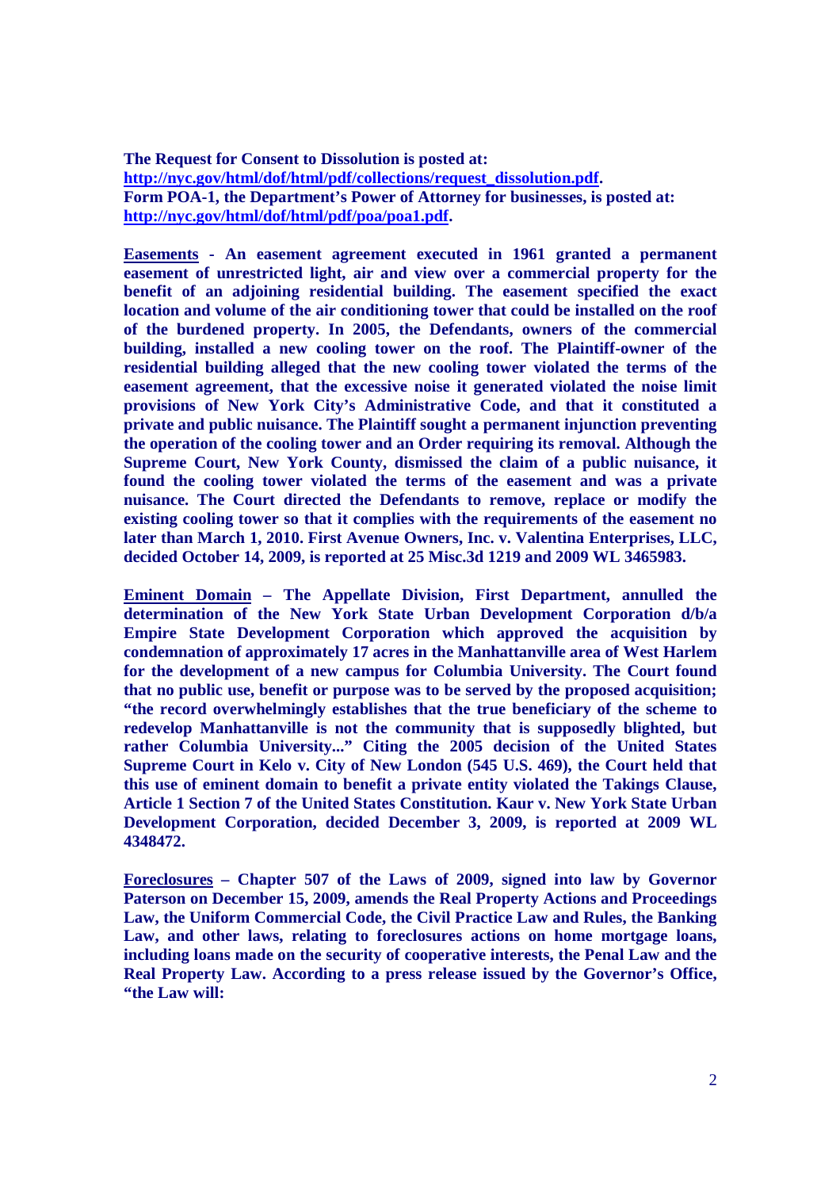**The Request for Consent to Dissolution is posted at: [http://nyc.gov/html/dof/html/pdf/collections/request_dissolution.pdf](http://nyc.gov/html/dof/html/pdf/collections/request_dissolution.pdf).**
**Form POA-1, the Department's Power of Attorney for businesses, is posted at: [http://nyc.gov/html/dof/html/pdf/poa/poa1.pdf](http://nyc.gov/html/dof/html/pdf/poa/poa1.pdf).**

**<u>Easements</u> - An easement agreement executed in 1961 granted a permanent easement of unrestricted light, air and view over a commercial property for the benefit of an adjoining residential building. The easement specified the exact location and volume of the air conditioning tower that could be installed on the roof of the burdened property. In 2005, the Defendants, owners of the commercial building, installed a new cooling tower on the roof. The Plaintiff-owner of the residential building alleged that the new cooling tower violated the terms of the easement agreement, that the excessive noise it generated violated the noise limit provisions of New York City's Administrative Code, and that it constituted a private and public nuisance. The Plaintiff sought a permanent injunction preventing the operation of the cooling tower and an Order requiring its removal. Although the Supreme Court, New York County, dismissed the claim of a public nuisance, it found the cooling tower violated the terms of the easement and was a private nuisance. The Court directed the Defendants to remove, replace or modify the existing cooling tower so that it complies with the requirements of the easement no later than March 1, 2010. First Avenue Owners, Inc. v. Valentina Enterprises, LLC, decided October 14, 2009, is reported at 25 Misc.3d 1219 and 2009 WL 3465983.**

**<u>Eminent Domain</u> – The Appellate Division, First Department, annulled the determination of the New York State Urban Development Corporation d/b/a Empire State Development Corporation which approved the acquisition by condemnation of approximately 17 acres in the Manhattanville area of West Harlem for the development of a new campus for Columbia University. The Court found that no public use, benefit or purpose was to be served by the proposed acquisition; "the record overwhelmingly establishes that the true beneficiary of the scheme to redevelop Manhattanville is not the community that is supposedly blighted, but rather Columbia University..." Citing the 2005 decision of the United States Supreme Court in Kelo v. City of New London (545 U.S. 469), the Court held that this use of eminent domain to benefit a private entity violated the Takings Clause, Article 1 Section 7 of the United States Constitution. Kaur v. New York State Urban Development Corporation, decided December 3, 2009, is reported at 2009 WL 4348472.**

**<u>Foreclosures</u> – Chapter 507 of the Laws of 2009, signed into law by Governor Paterson on December 15, 2009, amends the Real Property Actions and Proceedings Law, the Uniform Commercial Code, the Civil Practice Law and Rules, the Banking Law, and other laws, relating to foreclosures actions on home mortgage loans, including loans made on the security of cooperative interests, the Penal Law and the Real Property Law. According to a press release issued by the Governor's Office, "the Law will:**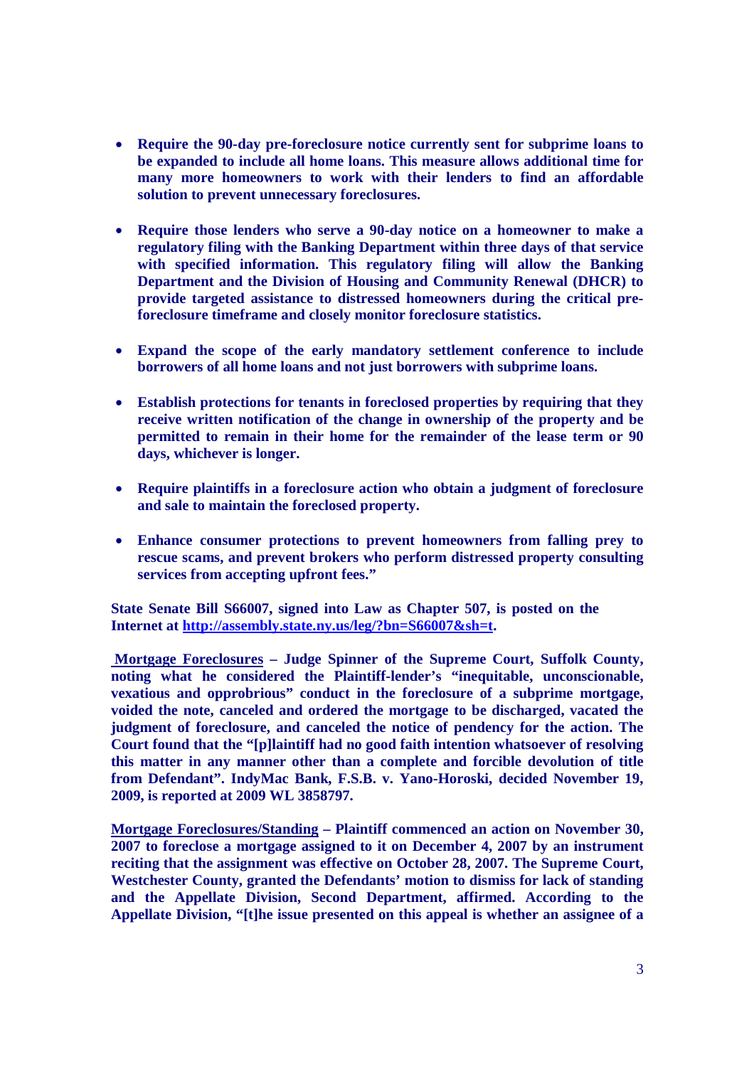- **Require the 90-day pre-foreclosure notice currently sent for subprime loans to be expanded to include all home loans. This measure allows additional time for many more homeowners to work with their lenders to find an affordable solution to prevent unnecessary foreclosures.**

- **Require those lenders who serve a 90-day notice on a homeowner to make a regulatory filing with the Banking Department within three days of that service with specified information. This regulatory filing will allow the Banking Department and the Division of Housing and Community Renewal (DHCR) to provide targeted assistance to distressed homeowners during the critical pre-foreclosure timeframe and closely monitor foreclosure statistics.**

- **Expand the scope of the early mandatory settlement conference to include borrowers of all home loans and not just borrowers with subprime loans.**

- **Establish protections for tenants in foreclosed properties by requiring that they receive written notification of the change in ownership of the property and be permitted to remain in their home for the remainder of the lease term or 90 days, whichever is longer.**

- **Require plaintiffs in a foreclosure action who obtain a judgment of foreclosure and sale to maintain the foreclosed property.**

- **Enhance consumer protections to prevent homeowners from falling prey to rescue scams, and prevent brokers who perform distressed property consulting services from accepting upfront fees."**

**State Senate Bill S66007, signed into Law as Chapter 507, is posted on the Internet at [http://assembly.state.ny.us/leg/?bn=S66007&sh=t](http://assembly.state.ny.us/leg/?bn=S66007&sh=t).**

**<u>Mortgage Foreclosures</u> – Judge Spinner of the Supreme Court, Suffolk County, noting what he considered the Plaintiff-lender's "inequitable, unconscionable, vexatious and opprobrious" conduct in the foreclosure of a subprime mortgage, voided the note, canceled and ordered the mortgage to be discharged, vacated the judgment of foreclosure, and canceled the notice of pendency for the action. The Court found that the "[p]laintiff had no good faith intention whatsoever of resolving this matter in any manner other than a complete and forcible devolution of title from Defendant". IndyMac Bank, F.S.B. v. Yano-Horoski, decided November 19, 2009, is reported at 2009 WL 3858797.**

**<u>Mortgage Foreclosures/Standing</u> – Plaintiff commenced an action on November 30, 2007 to foreclose a mortgage assigned to it on December 4, 2007 by an instrument reciting that the assignment was effective on October 28, 2007. The Supreme Court, Westchester County, granted the Defendants' motion to dismiss for lack of standing and the Appellate Division, Second Department, affirmed. According to the Appellate Division, "[t]he issue presented on this appeal is whether an assignee of a**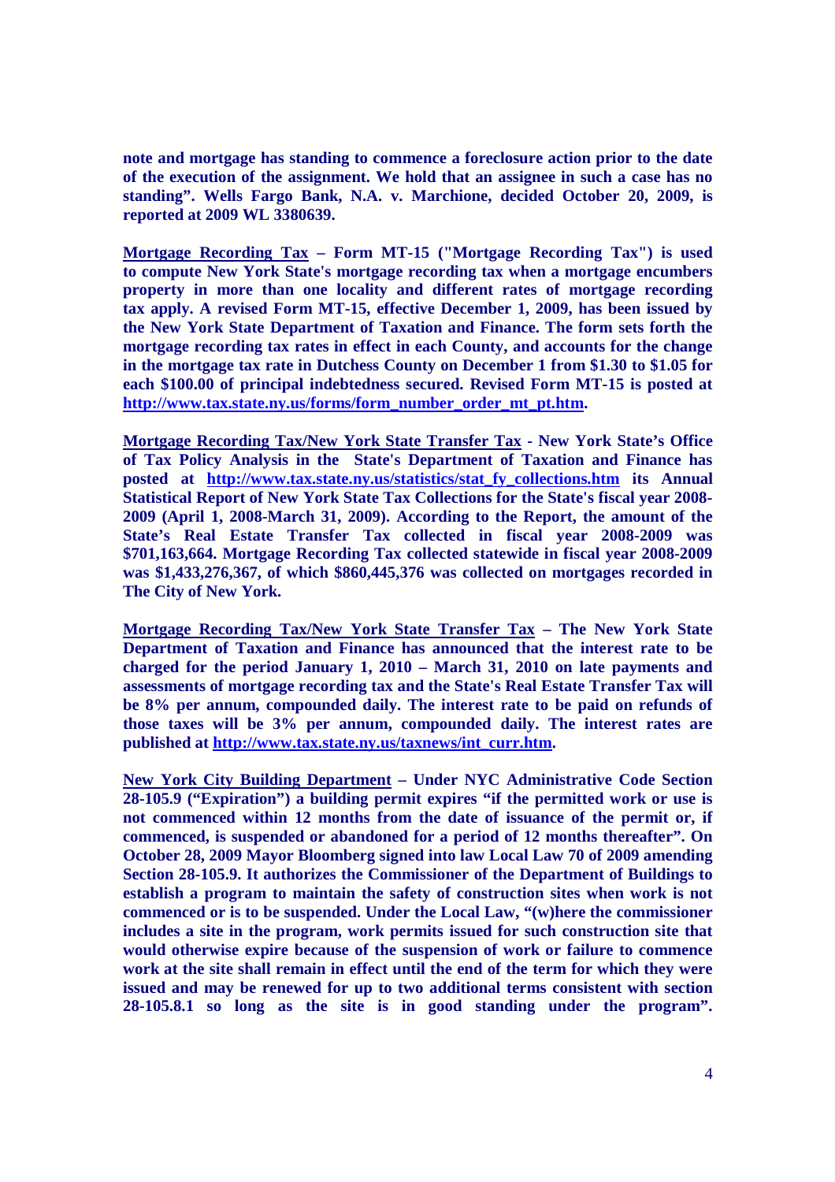**note and mortgage has standing to commence a foreclosure action prior to the date of the execution of the assignment. We hold that an assignee in such a case has no standing". Wells Fargo Bank, N.A. v. Marchione, decided October 20, 2009, is reported at 2009 WL 3380639.**

**<u>Mortgage Recording Tax</u> – Form MT-15 ("Mortgage Recording Tax") is used to compute New York State's mortgage recording tax when a mortgage encumbers property in more than one locality and different rates of mortgage recording tax apply. A revised Form MT-15, effective December 1, 2009, has been issued by the New York State Department of Taxation and Finance. The form sets forth the mortgage recording tax rates in effect in each County, and accounts for the change in the mortgage tax rate in Dutchess County on December 1 from $1.30 to $1.05 for each $100.00 of principal indebtedness secured. Revised Form MT-15 is posted at [http://www.tax.state.ny.us/forms/form_number_order_mt_pt.htm](http://www.tax.state.ny.us/forms/form_number_order_mt_pt.htm).**

**<u>Mortgage Recording Tax/New York State Transfer Tax</u> - New York State's Office of Tax Policy Analysis in the State's Department of Taxation and Finance has posted at [http://www.tax.state.ny.us/statistics/stat_fy_collections.htm](http://www.tax.state.ny.us/statistics/stat_fy_collections.htm) its Annual Statistical Report of New York State Tax Collections for the State's fiscal year 2008-2009 (April 1, 2008-March 31, 2009). According to the Report, the amount of the State's Real Estate Transfer Tax collected in fiscal year 2008-2009 was $701,163,664. Mortgage Recording Tax collected statewide in fiscal year 2008-2009 was $1,433,276,367, of which $860,445,376 was collected on mortgages recorded in The City of New York.**

**<u>Mortgage Recording Tax/New York State Transfer Tax</u> – The New York State Department of Taxation and Finance has announced that the interest rate to be charged for the period January 1, 2010 – March 31, 2010 on late payments and assessments of mortgage recording tax and the State's Real Estate Transfer Tax will be 8% per annum, compounded daily. The interest rate to be paid on refunds of those taxes will be 3% per annum, compounded daily. The interest rates are published at [http://www.tax.state.ny.us/taxnews/int_curr.htm](http://www.tax.state.ny.us/taxnews/int_curr.htm).**

**<u>New York City Building Department</u> – Under NYC Administrative Code Section 28-105.9 ("Expiration") a building permit expires "if the permitted work or use is not commenced within 12 months from the date of issuance of the permit or, if commenced, is suspended or abandoned for a period of 12 months thereafter". On October 28, 2009 Mayor Bloomberg signed into law Local Law 70 of 2009 amending Section 28-105.9. It authorizes the Commissioner of the Department of Buildings to establish a program to maintain the safety of construction sites when work is not commenced or is to be suspended. Under the Local Law, "(w)here the commissioner includes a site in the program, work permits issued for such construction site that would otherwise expire because of the suspension of work or failure to commence work at the site shall remain in effect until the end of the term for which they were issued and may be renewed for up to two additional terms consistent with section 28-105.8.1 so long as the site is in good standing under the program".**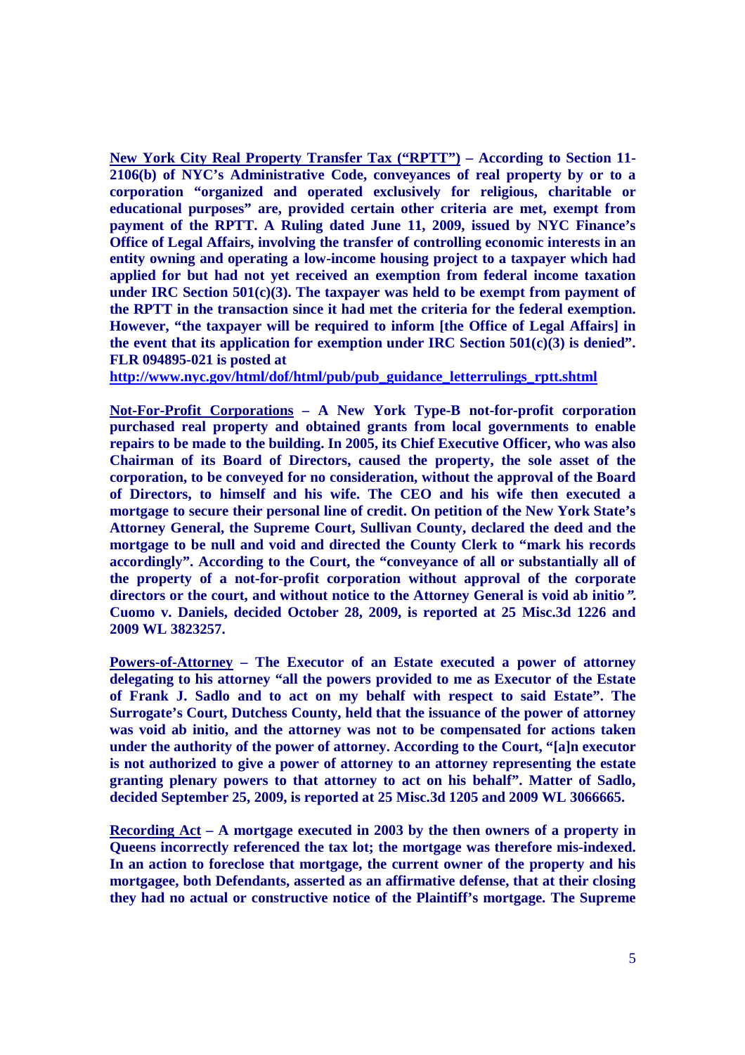**New York City Real Property Transfer Tax ("RPTT") – According to Section 11-2106(b) of NYC's Administrative Code, conveyances of real property by or to a corporation "organized and operated exclusively for religious, charitable or educational purposes" are, provided certain other criteria are met, exempt from payment of the RPTT. A Ruling dated June 11, 2009, issued by NYC Finance's Office of Legal Affairs, involving the transfer of controlling economic interests in an entity owning and operating a low-income housing project to a taxpayer which had applied for but had not yet received an exemption from federal income taxation under IRC Section 501(c)(3). The taxpayer was held to be exempt from payment of the RPTT in the transaction since it had met the criteria for the federal exemption. However, "the taxpayer will be required to inform [the Office of Legal Affairs] in the event that its application for exemption under IRC Section 501(c)(3) is denied". FLR 094895-021 is posted at http://www.nyc.gov/html/dof/html/pub/pub_guidance_letterrulings_rptt.shtml**

**Not-For-Profit Corporations – A New York Type-B not-for-profit corporation purchased real property and obtained grants from local governments to enable repairs to be made to the building. In 2005, its Chief Executive Officer, who was also Chairman of its Board of Directors, caused the property, the sole asset of the corporation, to be conveyed for no consideration, without the approval of the Board of Directors, to himself and his wife. The CEO and his wife then executed a mortgage to secure their personal line of credit. On petition of the New York State's Attorney General, the Supreme Court, Sullivan County, declared the deed and the mortgage to be null and void and directed the County Clerk to "mark his records accordingly". According to the Court, the "conveyance of all or substantially all of the property of a not-for-profit corporation without approval of the corporate directors or the court, and without notice to the Attorney General is void ab initio*"*. Cuomo v. Daniels, decided October 28, 2009, is reported at 25 Misc.3d 1226 and 2009 WL 3823257.**

**Powers-of-Attorney – The Executor of an Estate executed a power of attorney delegating to his attorney "all the powers provided to me as Executor of the Estate of Frank J. Sadlo and to act on my behalf with respect to said Estate". The Surrogate's Court, Dutchess County, held that the issuance of the power of attorney was void ab initio, and the attorney was not to be compensated for actions taken under the authority of the power of attorney. According to the Court, "[a]n executor is not authorized to give a power of attorney to an attorney representing the estate granting plenary powers to that attorney to act on his behalf". Matter of Sadlo, decided September 25, 2009, is reported at 25 Misc.3d 1205 and 2009 WL 3066665.**

**Recording Act – A mortgage executed in 2003 by the then owners of a property in Queens incorrectly referenced the tax lot; the mortgage was therefore mis-indexed. In an action to foreclose that mortgage, the current owner of the property and his mortgagee, both Defendants, asserted as an affirmative defense, that at their closing they had no actual or constructive notice of the Plaintiff's mortgage. The Supreme**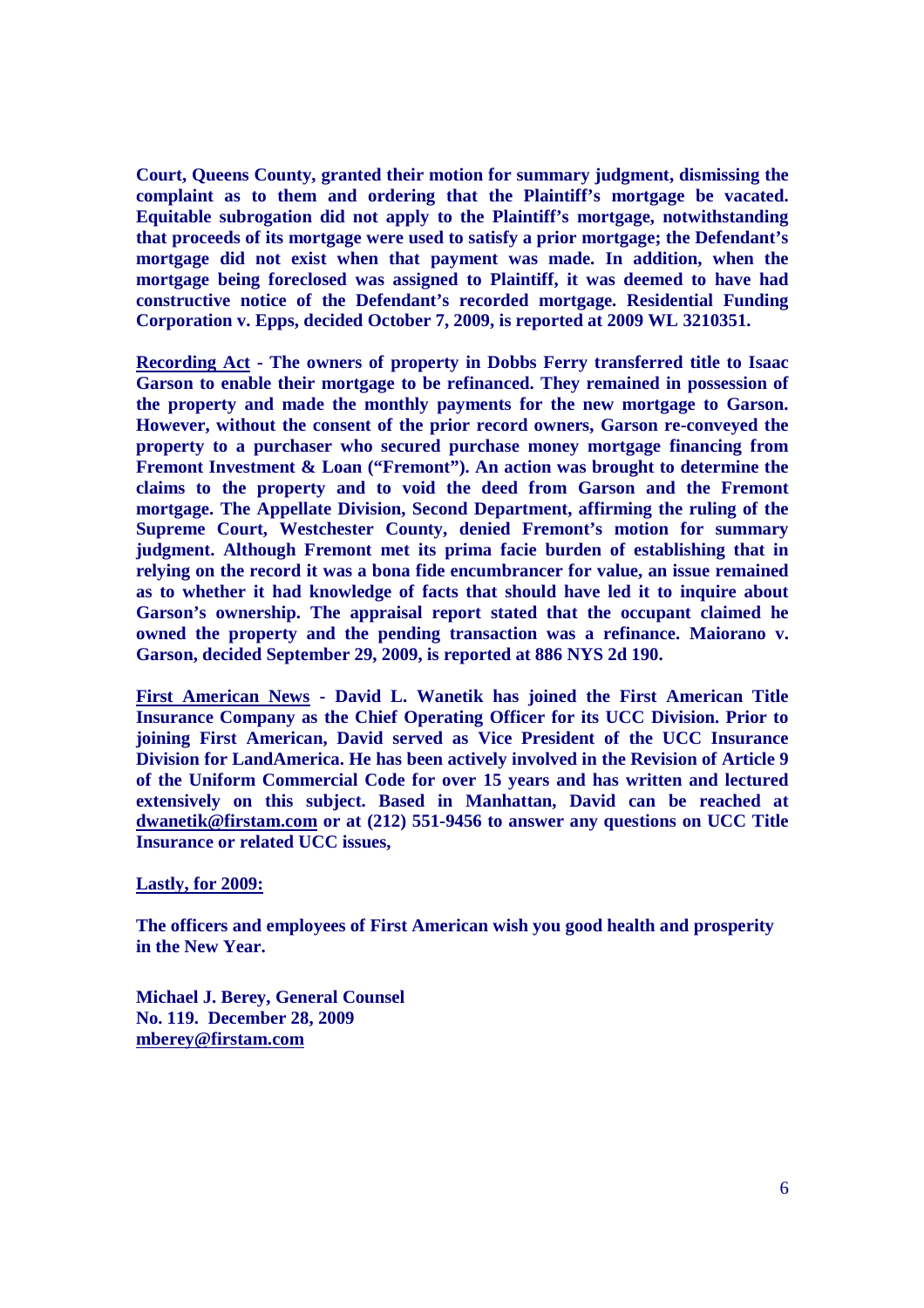**Court, Queens County, granted their motion for summary judgment, dismissing the complaint as to them and ordering that the Plaintiff's mortgage be vacated. Equitable subrogation did not apply to the Plaintiff's mortgage, notwithstanding that proceeds of its mortgage were used to satisfy a prior mortgage; the Defendant's mortgage did not exist when that payment was made. In addition, when the mortgage being foreclosed was assigned to Plaintiff, it was deemed to have had constructive notice of the Defendant's recorded mortgage. Residential Funding Corporation v. Epps, decided October 7, 2009, is reported at 2009 WL 3210351.**

**Recording Act - The owners of property in Dobbs Ferry transferred title to Isaac Garson to enable their mortgage to be refinanced. They remained in possession of the property and made the monthly payments for the new mortgage to Garson. However, without the consent of the prior record owners, Garson re-conveyed the property to a purchaser who secured purchase money mortgage financing from Fremont Investment & Loan ("Fremont"). An action was brought to determine the claims to the property and to void the deed from Garson and the Fremont mortgage. The Appellate Division, Second Department, affirming the ruling of the Supreme Court, Westchester County, denied Fremont's motion for summary judgment. Although Fremont met its prima facie burden of establishing that in relying on the record it was a bona fide encumbrancer for value, an issue remained as to whether it had knowledge of facts that should have led it to inquire about Garson's ownership. The appraisal report stated that the occupant claimed he owned the property and the pending transaction was a refinance. Maiorano v. Garson, decided September 29, 2009, is reported at 886 NYS 2d 190.**

**First American News - David L. Wanetik has joined the First American Title Insurance Company as the Chief Operating Officer for its UCC Division. Prior to joining First American, David served as Vice President of the UCC Insurance Division for LandAmerica. He has been actively involved in the Revision of Article 9 of the Uniform Commercial Code for over 15 years and has written and lectured extensively on this subject. Based in Manhattan, David can be reached at dwanetik@firstam.com or at (212) 551-9456 to answer any questions on UCC Title Insurance or related UCC issues,**

**Lastly, for 2009:**

**The officers and employees of First American wish you good health and prosperity in the New Year.**

**Michael J. Berey, General Counsel**
**No. 119. December 28, 2009**
**mberey@firstam.com**